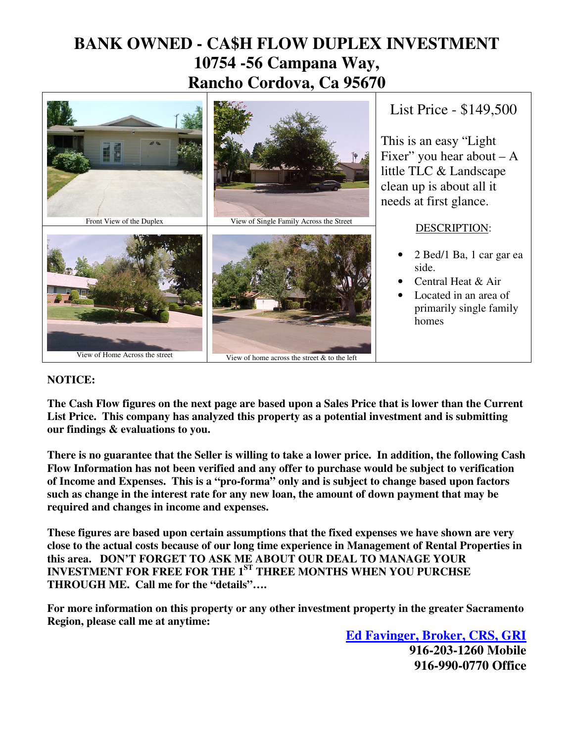# BANK OWNED - CA$H FLOW DUPLEX INVESTMENT
# 10754 -56 Campana Way, Rancho Cordova, Ca 95670

Front View of the Duplex

View of Single Family Across the Street

View of Home Across the street

View of home across the street & to the left

List Price - $149,500

This is an easy "Light Fixer" you hear about – A little TLC & Landscape clean up is about all it needs at first glance.

DESCRIPTION:

- 2 Bed/1 Ba, 1 car gar ea side.
- Central Heat & Air
- Located in an area of primarily single family homes

**NOTICE:**

**The Cash Flow figures on the next page are based upon a Sales Price that is lower than the Current List Price. This company has analyzed this property as a potential investment and is submitting our findings & evaluations to you.**

**There is no guarantee that the Seller is willing to take a lower price. In addition, the following Cash Flow Information has not been verified and any offer to purchase would be subject to verification of Income and Expenses. This is a "pro-forma" only and is subject to change based upon factors such as change in the interest rate for any new loan, the amount of down payment that may be required and changes in income and expenses.**

**These figures are based upon certain assumptions that the fixed expenses we have shown are very close to the actual costs because of our long time experience in Management of Rental Properties in this area. DON'T FORGET TO ASK ME ABOUT OUR DEAL TO MANAGE YOUR INVESTMENT FOR FREE FOR THE 1ST THREE MONTHS WHEN YOU PURCHSE THROUGH ME. Call me for the "details"….**

**For more information on this property or any other investment property in the greater Sacramento Region, please call me at anytime:**

**Ed Favinger, Broker, CRS, GRI**
**916-203-1260 Mobile**
**916-990-0770 Office**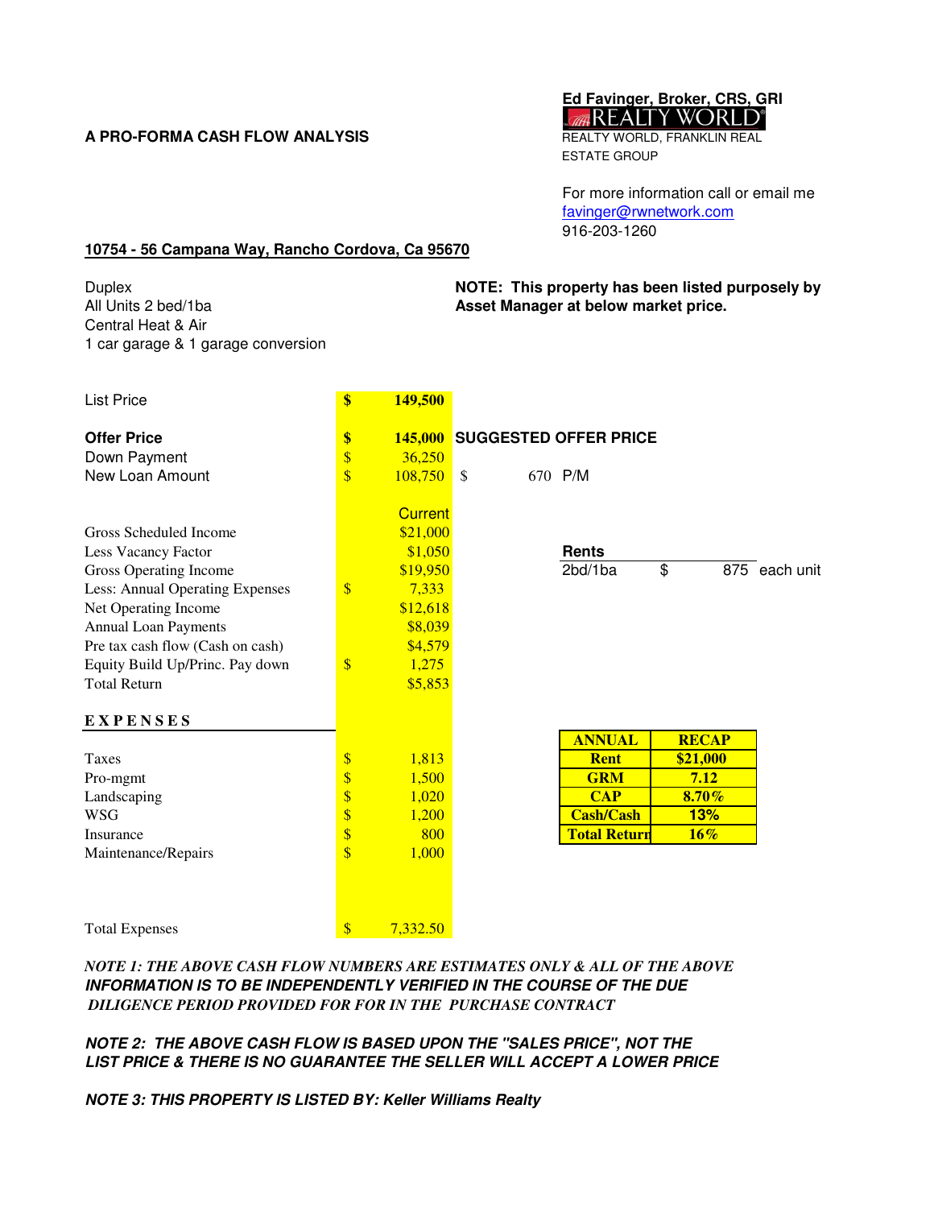**A PRO-FORMA CASH FLOW ANALYSIS**

**Ed Favinger, Broker, CRS, GRI**
REALTY WORLD
REALTY WORLD, FRANKLIN REAL ESTATE GROUP

For more information call or email me
favinger@rwnetwork.com
916-203-1260

**10754 - 56 Campana Way, Rancho Cordova, Ca 95670**

Duplex
All Units 2 bed/1ba
Central Heat & Air
1 car garage & 1 garage conversion

**NOTE: This property has been listed purposely by Asset Manager at below market price.**

| | | | |
|---|---|---|---|
| List Price | **$ 149,500** | | |
| **Offer Price** | **$ 145,000** | **SUGGESTED OFFER PRICE** | |
| Down Payment | $ 36,250 | | |
| New Loan Amount | $ 108,750 | $ 670 | P/M |

| | Current |
|---|---|
| Gross Scheduled Income | $21,000 |
| Less Vacancy Factor | $1,050 |
| Gross Operating Income | $19,950 |
| Less: Annual Operating Expenses | $ 7,333 |
| Net Operating Income | $12,618 |
| Annual Loan Payments | $8,039 |
| Pre tax cash flow (Cash on cash) | $4,579 |
| Equity Build Up/Princ. Pay down | $ 1,275 |
| Total Return | $5,853 |

**Rents**

| | | |
|---|---|---|
| 2bd/1ba | $ 875 | each unit |

**EXPENSES**

| | |
|---|---|
| Taxes | $ 1,813 |
| Pro-mgmt | $ 1,500 |
| Landscaping | $ 1,020 |
| WSG | $ 1,200 |
| Insurance | $ 800 |
| Maintenance/Repairs | $ 1,000 |
| Total Expenses | $ 7,332.50 |

| **ANNUAL** | **RECAP** |
|---|---|
| **Rent** | **$21,000** |
| **GRM** | **7.12** |
| **CAP** | **8.70%** |
| **Cash/Cash** | **13%** |
| **Total Return** | **16%** |

***NOTE 1: THE ABOVE CASH FLOW NUMBERS ARE ESTIMATES ONLY & ALL OF THE ABOVE INFORMATION IS TO BE INDEPENDENTLY VERIFIED IN THE COURSE OF THE DUE DILIGENCE PERIOD PROVIDED FOR FOR IN THE PURCHASE CONTRACT***

***NOTE 2: THE ABOVE CASH FLOW IS BASED UPON THE "SALES PRICE", NOT THE LIST PRICE & THERE IS NO GUARANTEE THE SELLER WILL ACCEPT A LOWER PRICE***

***NOTE 3: THIS PROPERTY IS LISTED BY: Keller Williams Realty***